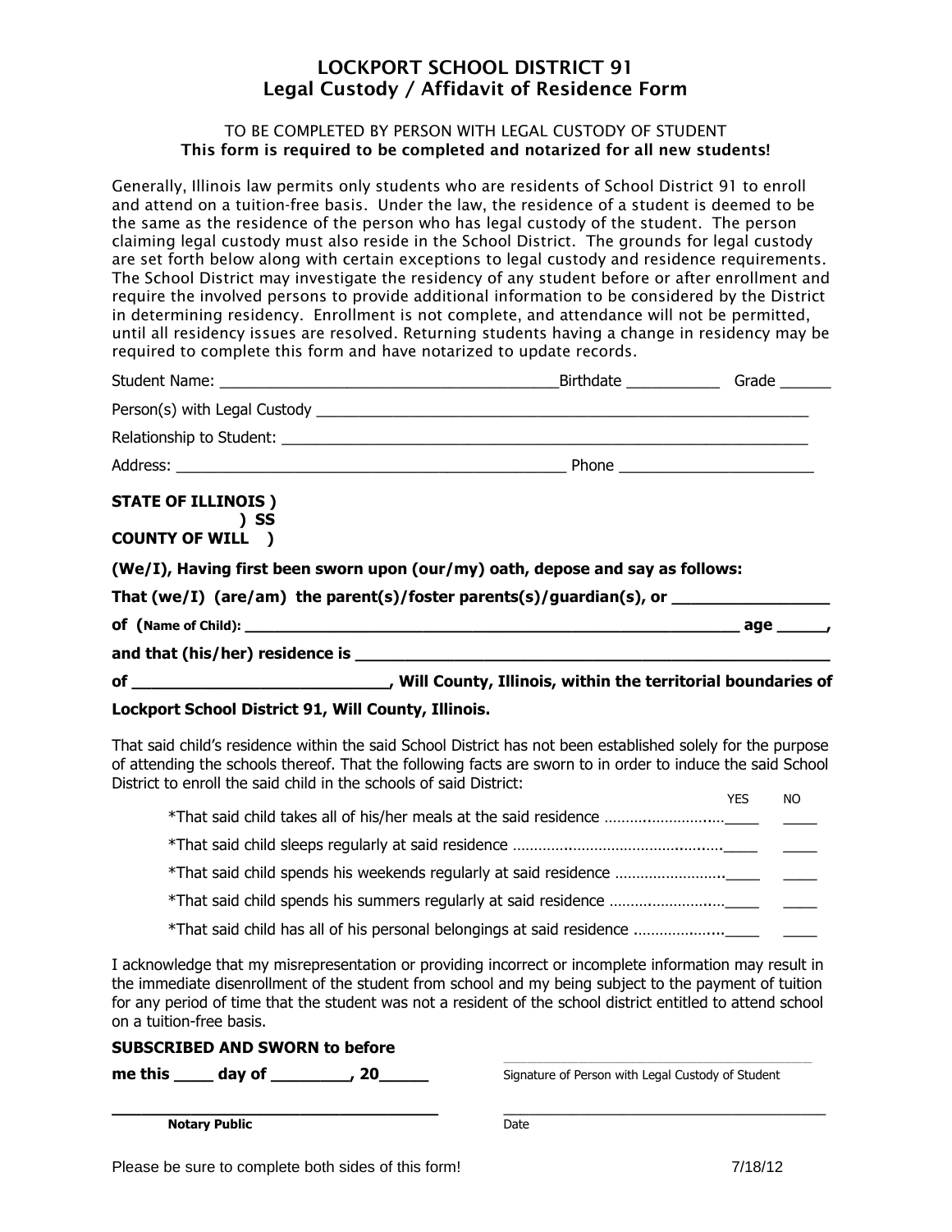# LOCKPORT SCHOOL DISTRICT 91
## Legal Custody / Affidavit of Residence Form

TO BE COMPLETED BY PERSON WITH LEGAL CUSTODY OF STUDENT
**This form is required to be completed and notarized for all new students!**

Generally, Illinois law permits only students who are residents of School District 91 to enroll and attend on a tuition-free basis. Under the law, the residence of a student is deemed to be the same as the residence of the person who has legal custody of the student. The person claiming legal custody must also reside in the School District. The grounds for legal custody are set forth below along with certain exceptions to legal custody and residence requirements. The School District may investigate the residency of any student before or after enrollment and require the involved persons to provide additional information to be considered by the District in determining residency. Enrollment is not complete, and attendance will not be permitted, until all residency issues are resolved. Returning students having a change in residency may be required to complete this form and have notarized to update records.

Student Name: ________________________________________Birthdate ___________ Grade ______

Person(s) with Legal Custody ____________________________________________________________

Relationship to Student: _________________________________________________________________

Address: _______________________________________________ Phone _______________________

**STATE OF ILLINOIS )**
**) SS**
**COUNTY OF WILL )**

**(We/I), Having first been sworn upon (our/my) oath, depose and say as follows:**

**That (we/I) (are/am) the parent(s)/foster parents(s)/guardian(s), or ________________**

**of (Name of Child): _______________________________________________________ age _____,**

**and that (his/her) residence is ___________________________________________________**

**of ___________________________, Will County, Illinois, within the territorial boundaries of**

**Lockport School District 91, Will County, Illinois.**

That said child's residence within the said School District has not been established solely for the purpose of attending the schools thereof. That the following facts are sworn to in order to induce the said School District to enroll the said child in the schools of said District:

| | YES | NO |
|---|---|---|
| *That said child takes all of his/her meals at the said residence ........................ | ____ | ____ |
| *That said child sleeps regularly at said residence ................................................ | ____ | ____ |
| *That said child spends his weekends regularly at said residence ........................ | ____ | ____ |
| *That said child spends his summers regularly at said residence ......................... | ____ | ____ |
| *That said child has all of his personal belongings at said residence .................... | ____ | ____ |

I acknowledge that my misrepresentation or providing incorrect or incomplete information may result in the immediate disenrollment of the student from school and my being subject to the payment of tuition for any period of time that the student was not a resident of the school district entitled to attend school on a tuition-free basis.

**SUBSCRIBED AND SWORN to before**

**me this ____ day of ________, 20_____**

___________________________________
**Notary Public**

___________________________________
Signature of Person with Legal Custody of Student

___________________________________
Date

Please be sure to complete both sides of this form! 7/18/12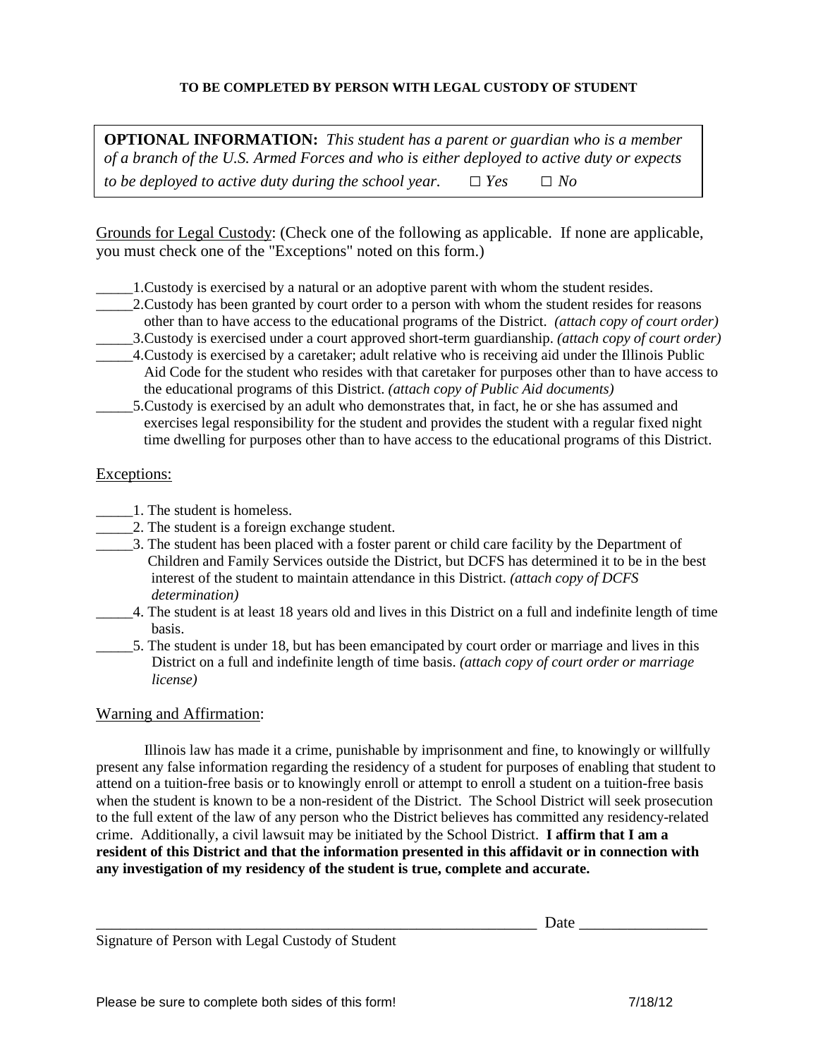**TO BE COMPLETED BY PERSON WITH LEGAL CUSTODY OF STUDENT**

**OPTIONAL INFORMATION:** *This student has a parent or guardian who is a member of a branch of the U.S. Armed Forces and who is either deployed to active duty or expects to be deployed to active duty during the school year.* ☐ *Yes* ☐ *No*

Grounds for Legal Custody: (Check one of the following as applicable. If none are applicable, you must check one of the "Exceptions" noted on this form.)

_____1.Custody is exercised by a natural or an adoptive parent with whom the student resides.

_____2.Custody has been granted by court order to a person with whom the student resides for reasons other than to have access to the educational programs of the District. *(attach copy of court order)*

_____3.Custody is exercised under a court approved short-term guardianship. *(attach copy of court order)*

_____4.Custody is exercised by a caretaker; adult relative who is receiving aid under the Illinois Public Aid Code for the student who resides with that caretaker for purposes other than to have access to the educational programs of this District. *(attach copy of Public Aid documents)*

_____5.Custody is exercised by an adult who demonstrates that, in fact, he or she has assumed and exercises legal responsibility for the student and provides the student with a regular fixed night time dwelling for purposes other than to have access to the educational programs of this District.

Exceptions:

_____1. The student is homeless.

_____2. The student is a foreign exchange student.

_____3. The student has been placed with a foster parent or child care facility by the Department of Children and Family Services outside the District, but DCFS has determined it to be in the best interest of the student to maintain attendance in this District. *(attach copy of DCFS determination)*

_____4. The student is at least 18 years old and lives in this District on a full and indefinite length of time basis.

_____5. The student is under 18, but has been emancipated by court order or marriage and lives in this District on a full and indefinite length of time basis. *(attach copy of court order or marriage license)*

Warning and Affirmation:

Illinois law has made it a crime, punishable by imprisonment and fine, to knowingly or willfully present any false information regarding the residency of a student for purposes of enabling that student to attend on a tuition-free basis or to knowingly enroll or attempt to enroll a student on a tuition-free basis when the student is known to be a non-resident of the District. The School District will seek prosecution to the full extent of the law of any person who the District believes has committed any residency-related crime. Additionally, a civil lawsuit may be initiated by the School District. **I affirm that I am a resident of this District and that the information presented in this affidavit or in connection with any investigation of my residency of the student is true, complete and accurate.**

_____________________________________________________________ Date ________________

Signature of Person with Legal Custody of Student

Please be sure to complete both sides of this form! 7/18/12